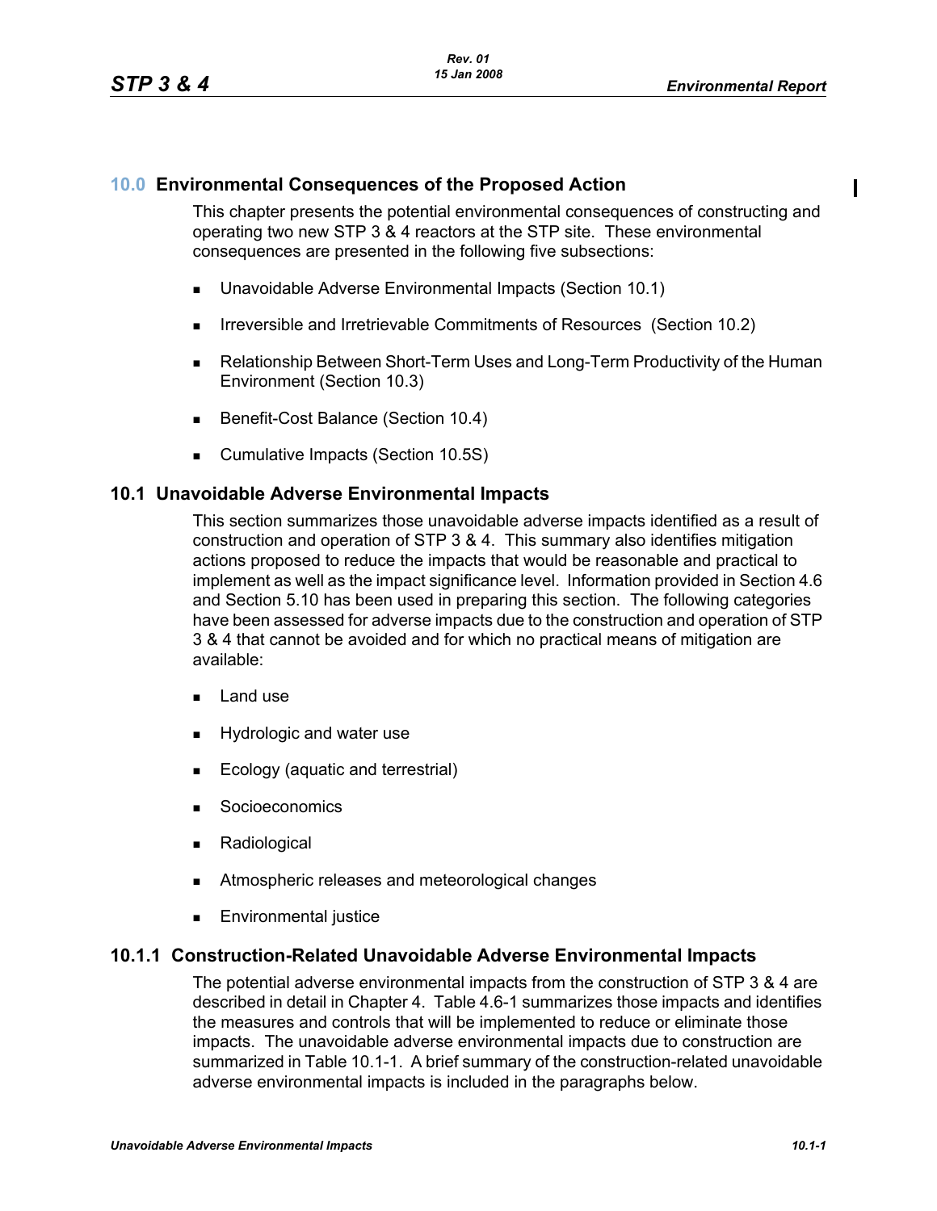# 10.0 Environmental Consequences of the Proposed Action

This chapter presents the potential environmental consequences of constructing and operating two new STP 3 & 4 reactors at the STP site. These environmental consequences are presented in the following five subsections:

- Unavoidable Adverse Environmental Impacts (Section 10.1)
- Irreversible and Irretrievable Commitments of Resources (Section 10.2)
- Relationship Between Short-Term Uses and Long-Term Productivity of the Human Environment (Section 10.3)
- Benefit-Cost Balance (Section 10.4)
- Cumulative Impacts (Section 10.5S)

## 10.1 Unavoidable Adverse Environmental Impacts

This section summarizes those unavoidable adverse impacts identified as a result of construction and operation of STP 3 & 4. This summary also identifies mitigation actions proposed to reduce the impacts that would be reasonable and practical to implement as well as the impact significance level. Information provided in Section 4.6 and Section 5.10 has been used in preparing this section. The following categories have been assessed for adverse impacts due to the construction and operation of STP 3 & 4 that cannot be avoided and for which no practical means of mitigation are available:

- Land use
- Hydrologic and water use
- Ecology (aquatic and terrestrial)
- Socioeconomics
- Radiological
- Atmospheric releases and meteorological changes
- Environmental justice

### 10.1.1 Construction-Related Unavoidable Adverse Environmental Impacts

The potential adverse environmental impacts from the construction of STP 3 & 4 are described in detail in Chapter 4. Table 4.6-1 summarizes those impacts and identifies the measures and controls that will be implemented to reduce or eliminate those impacts. The unavoidable adverse environmental impacts due to construction are summarized in Table 10.1-1. A brief summary of the construction-related unavoidable adverse environmental impacts is included in the paragraphs below.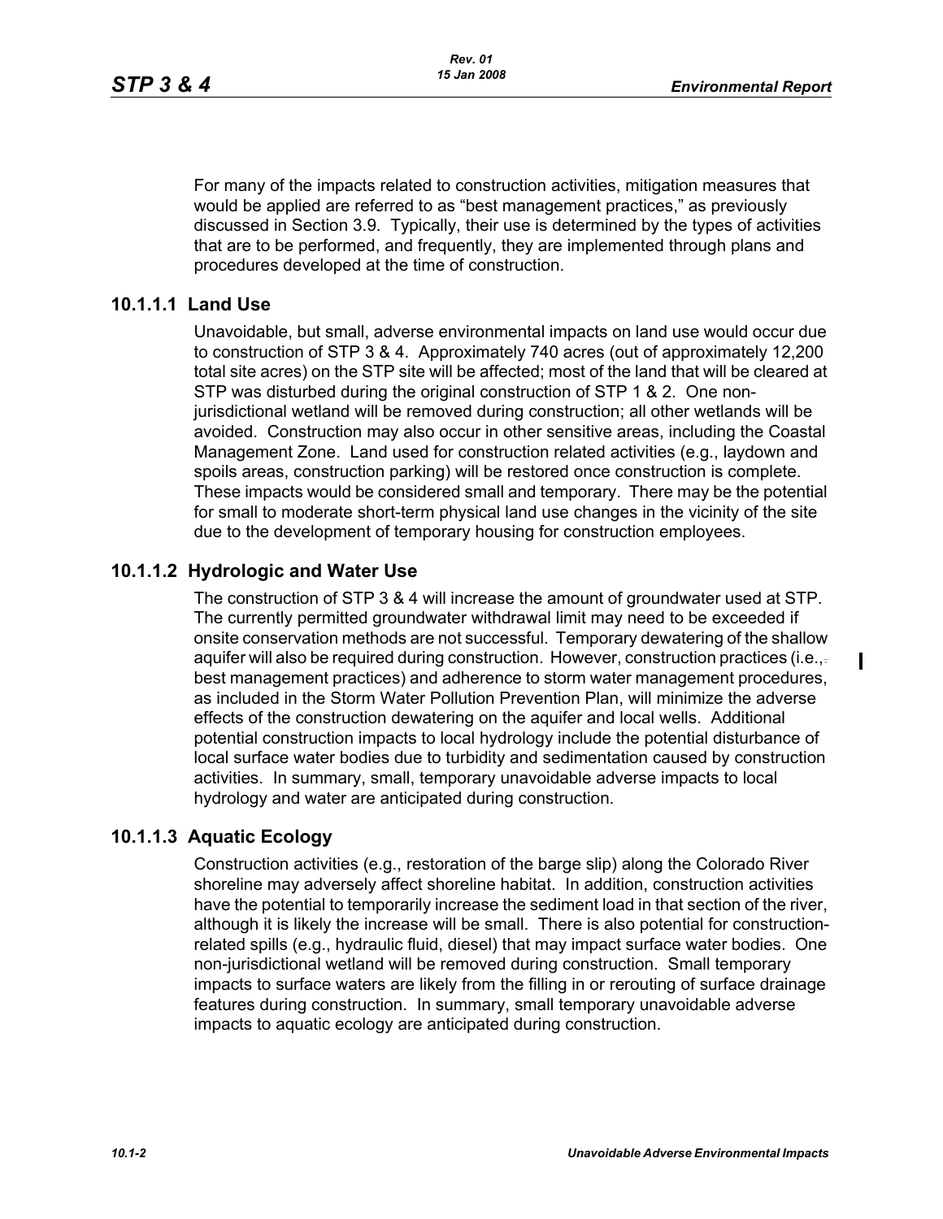For many of the impacts related to construction activities, mitigation measures that would be applied are referred to as "best management practices," as previously discussed in Section 3.9. Typically, their use is determined by the types of activities that are to be performed, and frequently, they are implemented through plans and procedures developed at the time of construction.

### 10.1.1.1 Land Use

Unavoidable, but small, adverse environmental impacts on land use would occur due to construction of STP 3 & 4. Approximately 740 acres (out of approximately 12,200 total site acres) on the STP site will be affected; most of the land that will be cleared at STP was disturbed during the original construction of STP 1 & 2. One non-jurisdictional wetland will be removed during construction; all other wetlands will be avoided. Construction may also occur in other sensitive areas, including the Coastal Management Zone. Land used for construction related activities (e.g., laydown and spoils areas, construction parking) will be restored once construction is complete. These impacts would be considered small and temporary. There may be the potential for small to moderate short-term physical land use changes in the vicinity of the site due to the development of temporary housing for construction employees.

### 10.1.1.2 Hydrologic and Water Use

The construction of STP 3 & 4 will increase the amount of groundwater used at STP. The currently permitted groundwater withdrawal limit may need to be exceeded if onsite conservation methods are not successful. Temporary dewatering of the shallow aquifer will also be required during construction. However, construction practices (i.e., best management practices) and adherence to storm water management procedures, as included in the Storm Water Pollution Prevention Plan, will minimize the adverse effects of the construction dewatering on the aquifer and local wells. Additional potential construction impacts to local hydrology include the potential disturbance of local surface water bodies due to turbidity and sedimentation caused by construction activities. In summary, small, temporary unavoidable adverse impacts to local hydrology and water are anticipated during construction.

### 10.1.1.3 Aquatic Ecology

Construction activities (e.g., restoration of the barge slip) along the Colorado River shoreline may adversely affect shoreline habitat. In addition, construction activities have the potential to temporarily increase the sediment load in that section of the river, although it is likely the increase will be small. There is also potential for construction-related spills (e.g., hydraulic fluid, diesel) that may impact surface water bodies. One non-jurisdictional wetland will be removed during construction. Small temporary impacts to surface waters are likely from the filling in or rerouting of surface drainage features during construction. In summary, small temporary unavoidable adverse impacts to aquatic ecology are anticipated during construction.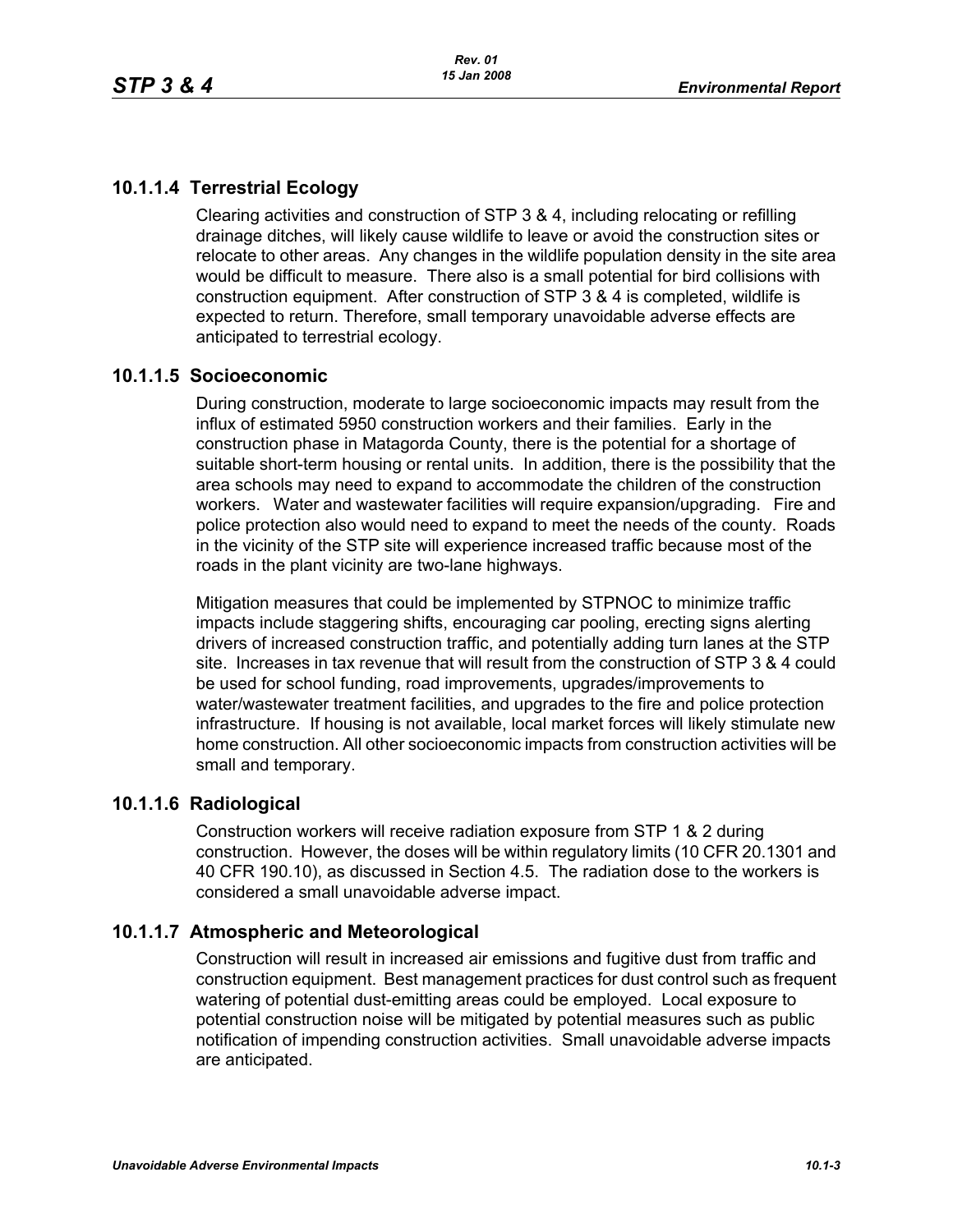### 10.1.1.4 Terrestrial Ecology

Clearing activities and construction of STP 3 & 4, including relocating or refilling drainage ditches, will likely cause wildlife to leave or avoid the construction sites or relocate to other areas. Any changes in the wildlife population density in the site area would be difficult to measure. There also is a small potential for bird collisions with construction equipment. After construction of STP 3 & 4 is completed, wildlife is expected to return. Therefore, small temporary unavoidable adverse effects are anticipated to terrestrial ecology.

### 10.1.1.5 Socioeconomic

During construction, moderate to large socioeconomic impacts may result from the influx of estimated 5950 construction workers and their families. Early in the construction phase in Matagorda County, there is the potential for a shortage of suitable short-term housing or rental units. In addition, there is the possibility that the area schools may need to expand to accommodate the children of the construction workers. Water and wastewater facilities will require expansion/upgrading. Fire and police protection also would need to expand to meet the needs of the county. Roads in the vicinity of the STP site will experience increased traffic because most of the roads in the plant vicinity are two-lane highways.

Mitigation measures that could be implemented by STPNOC to minimize traffic impacts include staggering shifts, encouraging car pooling, erecting signs alerting drivers of increased construction traffic, and potentially adding turn lanes at the STP site. Increases in tax revenue that will result from the construction of STP 3 & 4 could be used for school funding, road improvements, upgrades/improvements to water/wastewater treatment facilities, and upgrades to the fire and police protection infrastructure. If housing is not available, local market forces will likely stimulate new home construction. All other socioeconomic impacts from construction activities will be small and temporary.

### 10.1.1.6 Radiological

Construction workers will receive radiation exposure from STP 1 & 2 during construction. However, the doses will be within regulatory limits (10 CFR 20.1301 and 40 CFR 190.10), as discussed in Section 4.5. The radiation dose to the workers is considered a small unavoidable adverse impact.

### 10.1.1.7 Atmospheric and Meteorological

Construction will result in increased air emissions and fugitive dust from traffic and construction equipment. Best management practices for dust control such as frequent watering of potential dust-emitting areas could be employed. Local exposure to potential construction noise will be mitigated by potential measures such as public notification of impending construction activities. Small unavoidable adverse impacts are anticipated.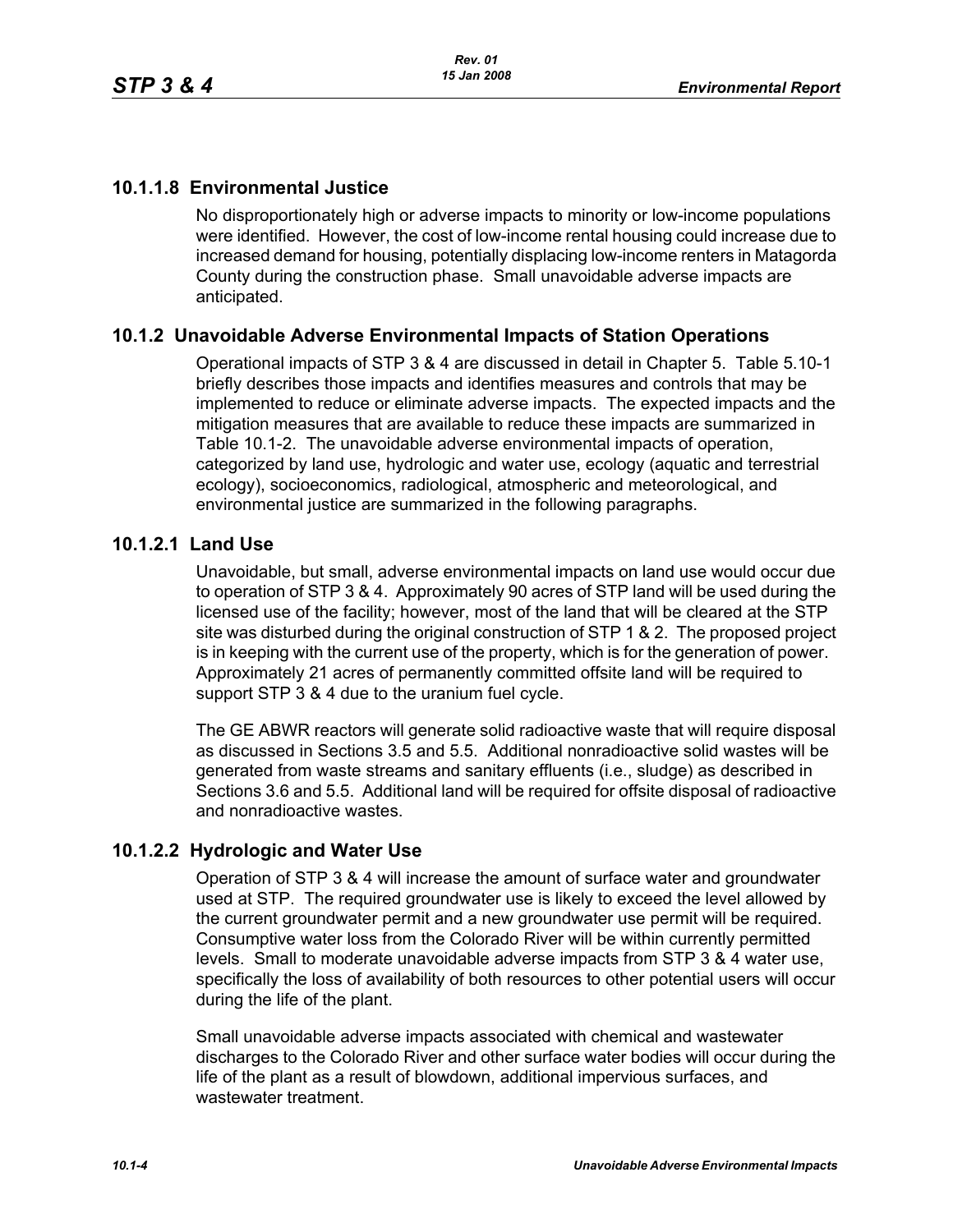### 10.1.1.8 Environmental Justice

No disproportionately high or adverse impacts to minority or low-income populations were identified. However, the cost of low-income rental housing could increase due to increased demand for housing, potentially displacing low-income renters in Matagorda County during the construction phase. Small unavoidable adverse impacts are anticipated.

## 10.1.2 Unavoidable Adverse Environmental Impacts of Station Operations

Operational impacts of STP 3 & 4 are discussed in detail in Chapter 5. Table 5.10-1 briefly describes those impacts and identifies measures and controls that may be implemented to reduce or eliminate adverse impacts. The expected impacts and the mitigation measures that are available to reduce these impacts are summarized in Table 10.1-2. The unavoidable adverse environmental impacts of operation, categorized by land use, hydrologic and water use, ecology (aquatic and terrestrial ecology), socioeconomics, radiological, atmospheric and meteorological, and environmental justice are summarized in the following paragraphs.

### 10.1.2.1 Land Use

Unavoidable, but small, adverse environmental impacts on land use would occur due to operation of STP 3 & 4. Approximately 90 acres of STP land will be used during the licensed use of the facility; however, most of the land that will be cleared at the STP site was disturbed during the original construction of STP 1 & 2. The proposed project is in keeping with the current use of the property, which is for the generation of power. Approximately 21 acres of permanently committed offsite land will be required to support STP 3 & 4 due to the uranium fuel cycle.

The GE ABWR reactors will generate solid radioactive waste that will require disposal as discussed in Sections 3.5 and 5.5. Additional nonradioactive solid wastes will be generated from waste streams and sanitary effluents (i.e., sludge) as described in Sections 3.6 and 5.5. Additional land will be required for offsite disposal of radioactive and nonradioactive wastes.

### 10.1.2.2 Hydrologic and Water Use

Operation of STP 3 & 4 will increase the amount of surface water and groundwater used at STP. The required groundwater use is likely to exceed the level allowed by the current groundwater permit and a new groundwater use permit will be required. Consumptive water loss from the Colorado River will be within currently permitted levels. Small to moderate unavoidable adverse impacts from STP 3 & 4 water use, specifically the loss of availability of both resources to other potential users will occur during the life of the plant.

Small unavoidable adverse impacts associated with chemical and wastewater discharges to the Colorado River and other surface water bodies will occur during the life of the plant as a result of blowdown, additional impervious surfaces, and wastewater treatment.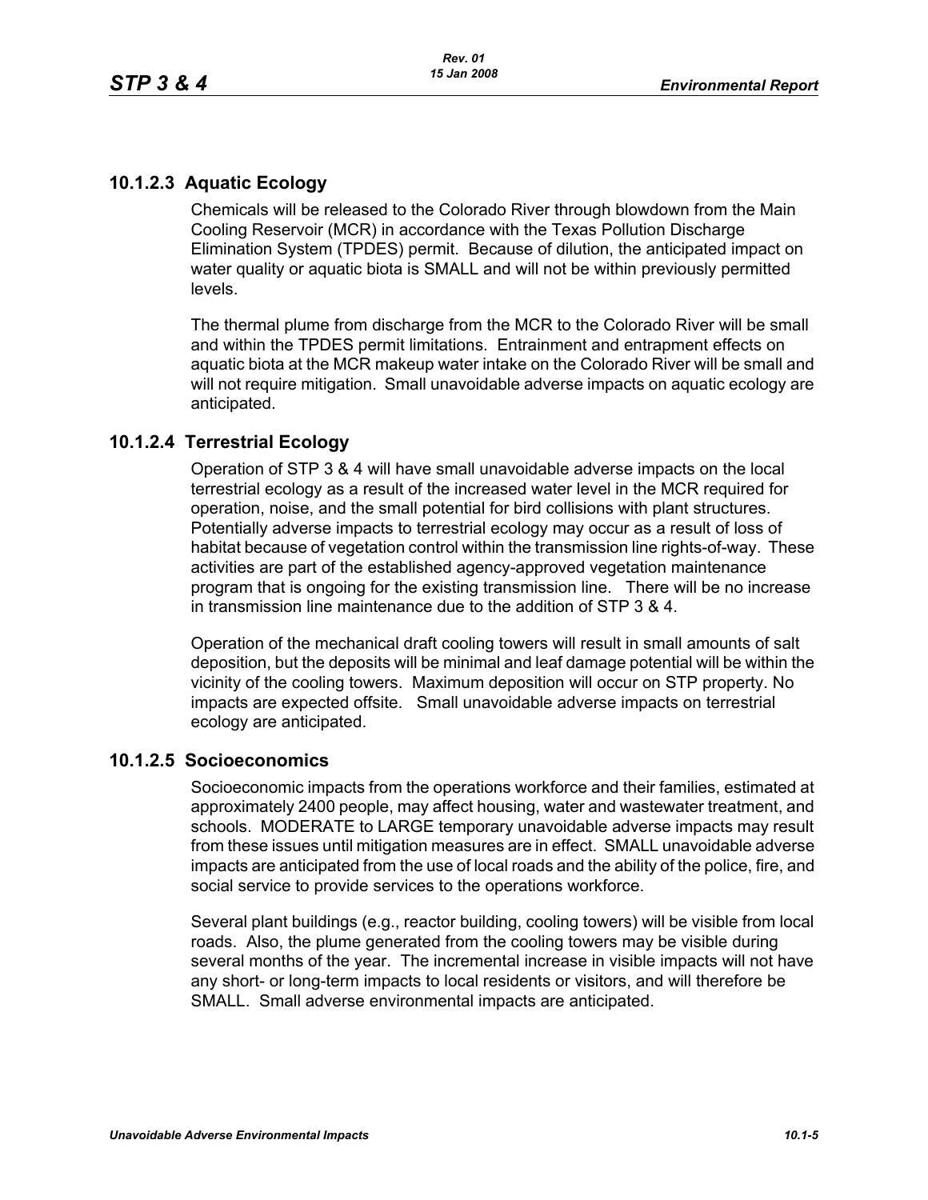### 10.1.2.3 Aquatic Ecology

Chemicals will be released to the Colorado River through blowdown from the Main Cooling Reservoir (MCR) in accordance with the Texas Pollution Discharge Elimination System (TPDES) permit. Because of dilution, the anticipated impact on water quality or aquatic biota is SMALL and will not be within previously permitted levels.

The thermal plume from discharge from the MCR to the Colorado River will be small and within the TPDES permit limitations. Entrainment and entrapment effects on aquatic biota at the MCR makeup water intake on the Colorado River will be small and will not require mitigation. Small unavoidable adverse impacts on aquatic ecology are anticipated.

### 10.1.2.4 Terrestrial Ecology

Operation of STP 3 & 4 will have small unavoidable adverse impacts on the local terrestrial ecology as a result of the increased water level in the MCR required for operation, noise, and the small potential for bird collisions with plant structures. Potentially adverse impacts to terrestrial ecology may occur as a result of loss of habitat because of vegetation control within the transmission line rights-of-way. These activities are part of the established agency-approved vegetation maintenance program that is ongoing for the existing transmission line. There will be no increase in transmission line maintenance due to the addition of STP 3 & 4.

Operation of the mechanical draft cooling towers will result in small amounts of salt deposition, but the deposits will be minimal and leaf damage potential will be within the vicinity of the cooling towers. Maximum deposition will occur on STP property. No impacts are expected offsite. Small unavoidable adverse impacts on terrestrial ecology are anticipated.

### 10.1.2.5 Socioeconomics

Socioeconomic impacts from the operations workforce and their families, estimated at approximately 2400 people, may affect housing, water and wastewater treatment, and schools. MODERATE to LARGE temporary unavoidable adverse impacts may result from these issues until mitigation measures are in effect. SMALL unavoidable adverse impacts are anticipated from the use of local roads and the ability of the police, fire, and social service to provide services to the operations workforce.

Several plant buildings (e.g., reactor building, cooling towers) will be visible from local roads. Also, the plume generated from the cooling towers may be visible during several months of the year. The incremental increase in visible impacts will not have any short- or long-term impacts to local residents or visitors, and will therefore be SMALL. Small adverse environmental impacts are anticipated.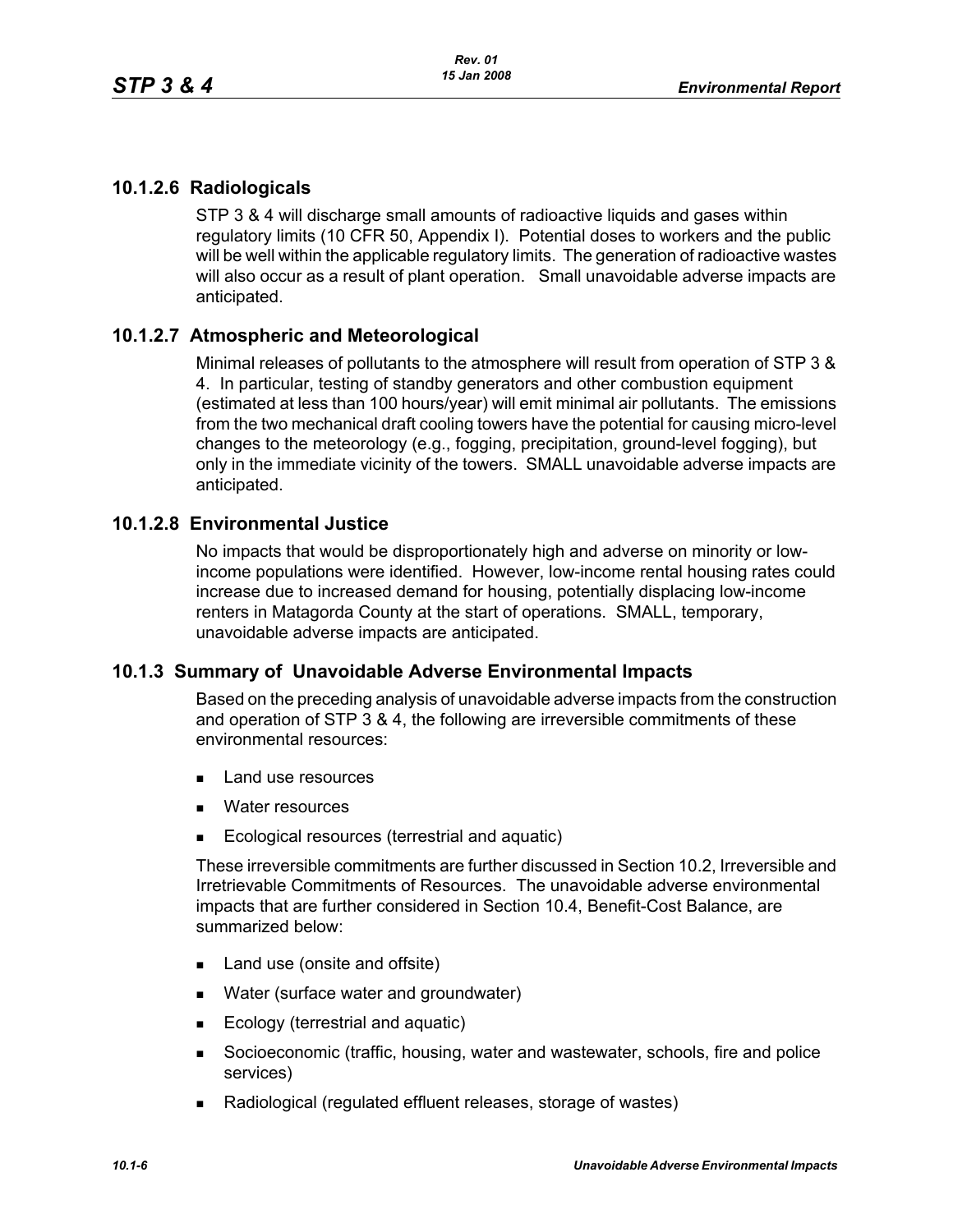### 10.1.2.6 Radiologicals

STP 3 & 4 will discharge small amounts of radioactive liquids and gases within regulatory limits (10 CFR 50, Appendix I). Potential doses to workers and the public will be well within the applicable regulatory limits. The generation of radioactive wastes will also occur as a result of plant operation. Small unavoidable adverse impacts are anticipated.

### 10.1.2.7 Atmospheric and Meteorological

Minimal releases of pollutants to the atmosphere will result from operation of STP 3 & 4. In particular, testing of standby generators and other combustion equipment (estimated at less than 100 hours/year) will emit minimal air pollutants. The emissions from the two mechanical draft cooling towers have the potential for causing micro-level changes to the meteorology (e.g., fogging, precipitation, ground-level fogging), but only in the immediate vicinity of the towers. SMALL unavoidable adverse impacts are anticipated.

### 10.1.2.8 Environmental Justice

No impacts that would be disproportionately high and adverse on minority or low-income populations were identified. However, low-income rental housing rates could increase due to increased demand for housing, potentially displacing low-income renters in Matagorda County at the start of operations. SMALL, temporary, unavoidable adverse impacts are anticipated.

## 10.1.3 Summary of Unavoidable Adverse Environmental Impacts

Based on the preceding analysis of unavoidable adverse impacts from the construction and operation of STP 3 & 4, the following are irreversible commitments of these environmental resources:

- Land use resources
- Water resources
- Ecological resources (terrestrial and aquatic)

These irreversible commitments are further discussed in Section 10.2, Irreversible and Irretrievable Commitments of Resources. The unavoidable adverse environmental impacts that are further considered in Section 10.4, Benefit-Cost Balance, are summarized below:

- Land use (onsite and offsite)
- Water (surface water and groundwater)
- Ecology (terrestrial and aquatic)
- Socioeconomic (traffic, housing, water and wastewater, schools, fire and police services)
- Radiological (regulated effluent releases, storage of wastes)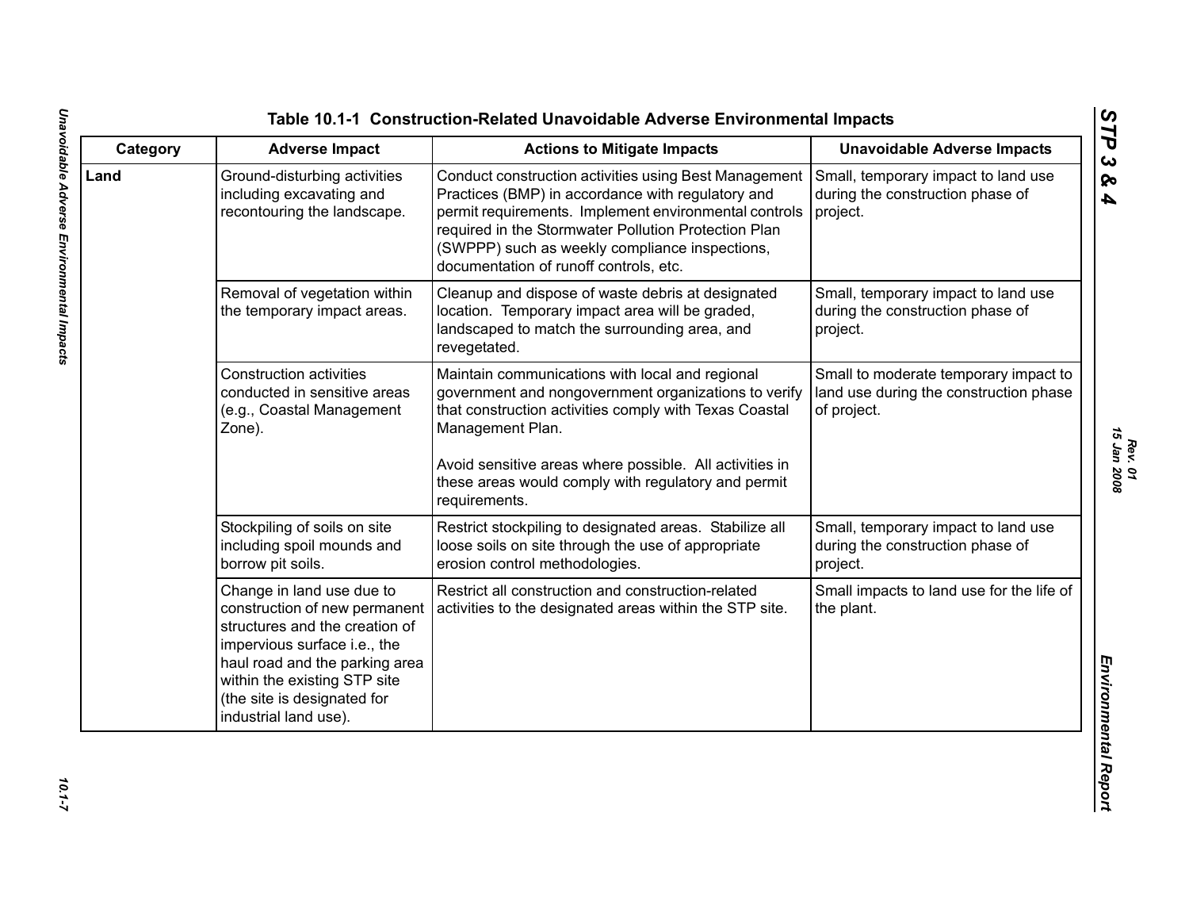### Table 10.1-1 Construction-Related Unavoidable Adverse Environmental Impacts

| Category | Adverse Impact | Actions to Mitigate Impacts | Unavoidable Adverse Impacts |
|---|---|---|---|
| **Land** | Ground-disturbing activities including excavating and recontouring the landscape. | Conduct construction activities using Best Management Practices (BMP) in accordance with regulatory and permit requirements. Implement environmental controls required in the Stormwater Pollution Protection Plan (SWPPP) such as weekly compliance inspections, documentation of runoff controls, etc. | Small, temporary impact to land use during the construction phase of project. |
| | Removal of vegetation within the temporary impact areas. | Cleanup and dispose of waste debris at designated location. Temporary impact area will be graded, landscaped to match the surrounding area, and revegetated. | Small, temporary impact to land use during the construction phase of project. |
| | Construction activities conducted in sensitive areas (e.g., Coastal Management Zone). | Maintain communications with local and regional government and nongovernment organizations to verify that construction activities comply with Texas Coastal Management Plan.<br><br>Avoid sensitive areas where possible. All activities in these areas would comply with regulatory and permit requirements. | Small to moderate temporary impact to land use during the construction phase of project. |
| | Stockpiling of soils on site including spoil mounds and borrow pit soils. | Restrict stockpiling to designated areas. Stabilize all loose soils on site through the use of appropriate erosion control methodologies. | Small, temporary impact to land use during the construction phase of project. |
| | Change in land use due to construction of new permanent structures and the creation of impervious surface i.e., the haul road and the parking area within the existing STP site (the site is designated for industrial land use). | Restrict all construction and construction-related activities to the designated areas within the STP site. | Small impacts to land use for the life of the plant. |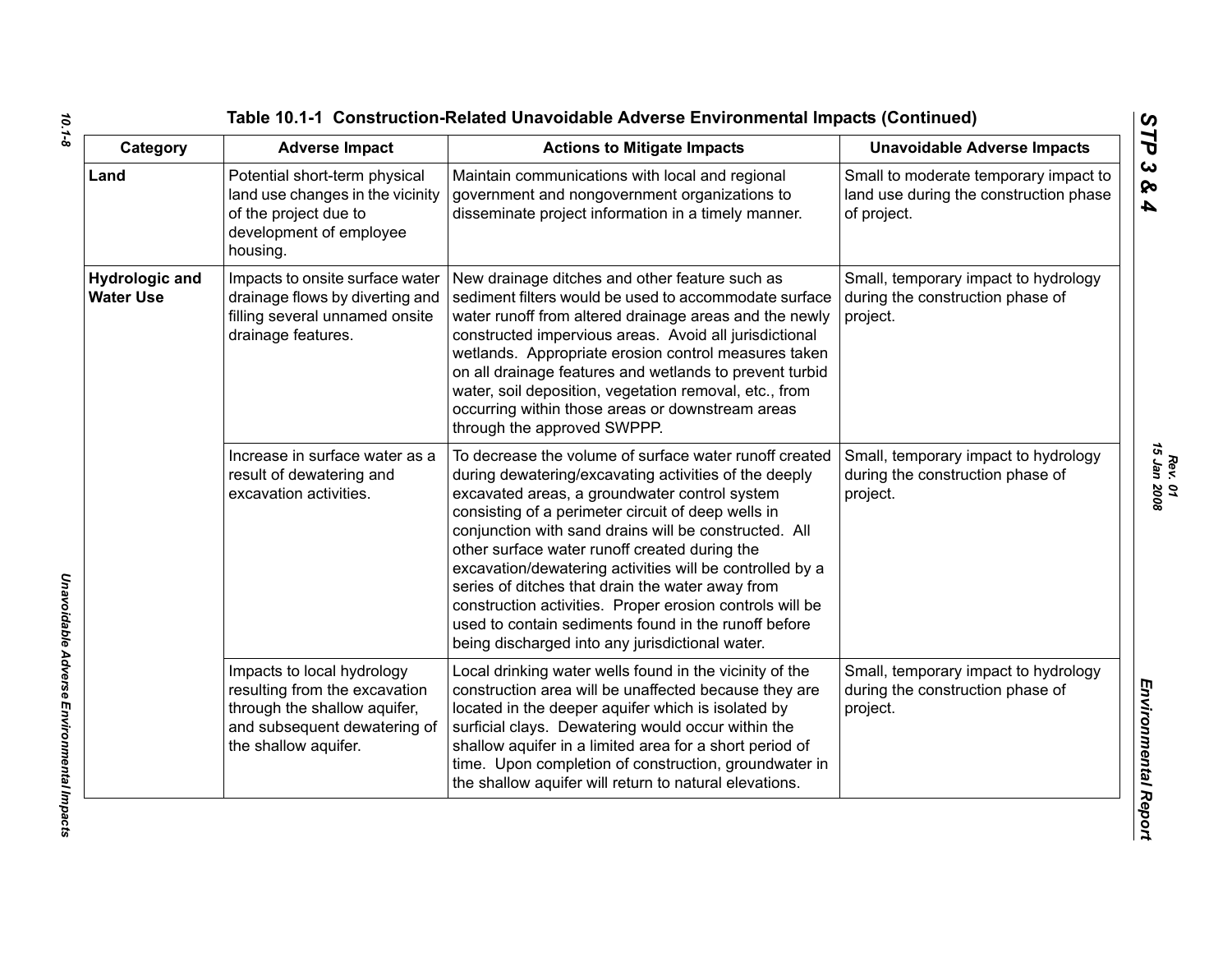## Table 10.1-1 Construction-Related Unavoidable Adverse Environmental Impacts (Continued)

| Category | Adverse Impact | Actions to Mitigate Impacts | Unavoidable Adverse Impacts |
|---|---|---|---|
| **Land** | Potential short-term physical land use changes in the vicinity of the project due to development of employee housing. | Maintain communications with local and regional government and nongovernment organizations to disseminate project information in a timely manner. | Small to moderate temporary impact to land use during the construction phase of project. |
| **Hydrologic and Water Use** | Impacts to onsite surface water drainage flows by diverting and filling several unnamed onsite drainage features. | New drainage ditches and other feature such as sediment filters would be used to accommodate surface water runoff from altered drainage areas and the newly constructed impervious areas. Avoid all jurisdictional wetlands. Appropriate erosion control measures taken on all drainage features and wetlands to prevent turbid water, soil deposition, vegetation removal, etc., from occurring within those areas or downstream areas through the approved SWPPP. | Small, temporary impact to hydrology during the construction phase of project. |
| | Increase in surface water as a result of dewatering and excavation activities. | To decrease the volume of surface water runoff created during dewatering/excavating activities of the deeply excavated areas, a groundwater control system consisting of a perimeter circuit of deep wells in conjunction with sand drains will be constructed. All other surface water runoff created during the excavation/dewatering activities will be controlled by a series of ditches that drain the water away from construction activities. Proper erosion controls will be used to contain sediments found in the runoff before being discharged into any jurisdictional water. | Small, temporary impact to hydrology during the construction phase of project. |
| | Impacts to local hydrology resulting from the excavation through the shallow aquifer, and subsequent dewatering of the shallow aquifer. | Local drinking water wells found in the vicinity of the construction area will be unaffected because they are located in the deeper aquifer which is isolated by surficial clays. Dewatering would occur within the shallow aquifer in a limited area for a short period of time. Upon completion of construction, groundwater in the shallow aquifer will return to natural elevations. | Small, temporary impact to hydrology during the construction phase of project. |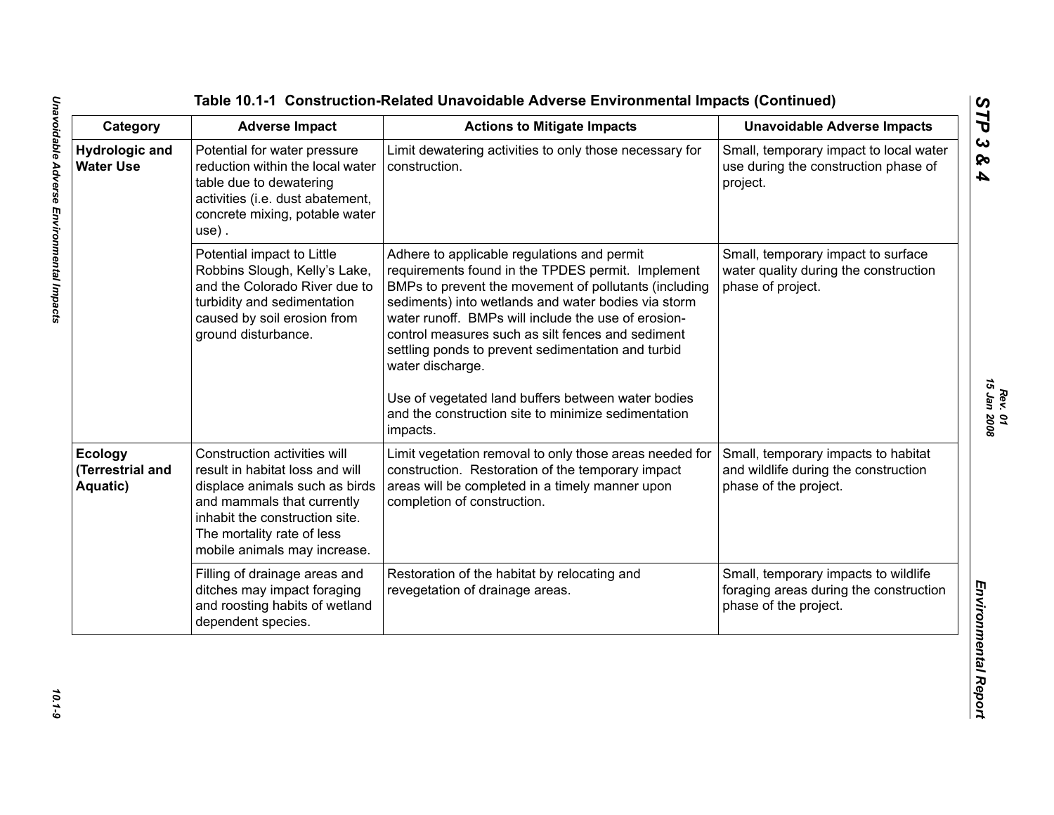## Table 10.1-1 Construction-Related Unavoidable Adverse Environmental Impacts (Continued)

| Category | Adverse Impact | Actions to Mitigate Impacts | Unavoidable Adverse Impacts |
|---|---|---|---|
| **Hydrologic and Water Use** | Potential for water pressure reduction within the local water table due to dewatering activities (i.e. dust abatement, concrete mixing, potable water use) . | Limit dewatering activities to only those necessary for construction. | Small, temporary impact to local water use during the construction phase of project. |
| | Potential impact to Little Robbins Slough, Kelly's Lake, and the Colorado River due to turbidity and sedimentation caused by soil erosion from ground disturbance. | Adhere to applicable regulations and permit requirements found in the TPDES permit. Implement BMPs to prevent the movement of pollutants (including sediments) into wetlands and water bodies via storm water runoff. BMPs will include the use of erosion-control measures such as silt fences and sediment settling ponds to prevent sedimentation and turbid water discharge.<br><br>Use of vegetated land buffers between water bodies and the construction site to minimize sedimentation impacts. | Small, temporary impact to surface water quality during the construction phase of project. |
| **Ecology (Terrestrial and Aquatic)** | Construction activities will result in habitat loss and will displace animals such as birds and mammals that currently inhabit the construction site. The mortality rate of less mobile animals may increase. | Limit vegetation removal to only those areas needed for construction. Restoration of the temporary impact areas will be completed in a timely manner upon completion of construction. | Small, temporary impacts to habitat and wildlife during the construction phase of the project. |
| | Filling of drainage areas and ditches may impact foraging and roosting habits of wetland dependent species. | Restoration of the habitat by relocating and revegetation of drainage areas. | Small, temporary impacts to wildlife foraging areas during the construction phase of the project. |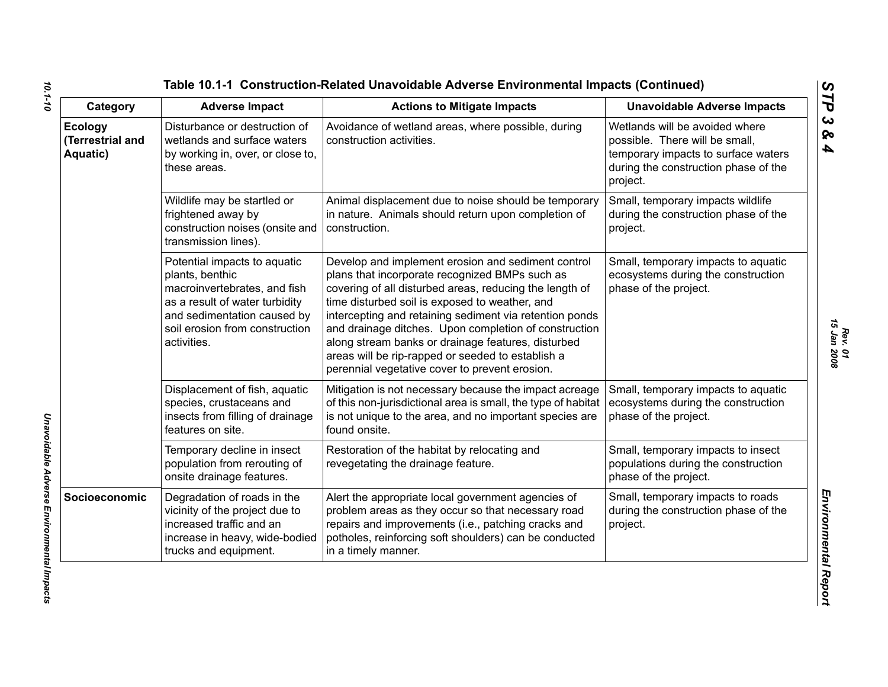## Table 10.1-1 Construction-Related Unavoidable Adverse Environmental Impacts (Continued)

| Category | Adverse Impact | Actions to Mitigate Impacts | Unavoidable Adverse Impacts |
|---|---|---|---|
| **Ecology (Terrestrial and Aquatic)** | Disturbance or destruction of wetlands and surface waters by working in, over, or close to, these areas. | Avoidance of wetland areas, where possible, during construction activities. | Wetlands will be avoided where possible. There will be small, temporary impacts to surface waters during the construction phase of the project. |
| | Wildlife may be startled or frightened away by construction noises (onsite and transmission lines). | Animal displacement due to noise should be temporary in nature. Animals should return upon completion of construction. | Small, temporary impacts wildlife during the construction phase of the project. |
| | Potential impacts to aquatic plants, benthic macroinvertebrates, and fish as a result of water turbidity and sedimentation caused by soil erosion from construction activities. | Develop and implement erosion and sediment control plans that incorporate recognized BMPs such as covering of all disturbed areas, reducing the length of time disturbed soil is exposed to weather, and intercepting and retaining sediment via retention ponds and drainage ditches. Upon completion of construction along stream banks or drainage features, disturbed areas will be rip-rapped or seeded to establish a perennial vegetative cover to prevent erosion. | Small, temporary impacts to aquatic ecosystems during the construction phase of the project. |
| | Displacement of fish, aquatic species, crustaceans and insects from filling of drainage features on site. | Mitigation is not necessary because the impact acreage of this non-jurisdictional area is small, the type of habitat is not unique to the area, and no important species are found onsite. | Small, temporary impacts to aquatic ecosystems during the construction phase of the project. |
| | Temporary decline in insect population from rerouting of onsite drainage features. | Restoration of the habitat by relocating and revegetating the drainage feature. | Small, temporary impacts to insect populations during the construction phase of the project. |
| **Socioeconomic** | Degradation of roads in the vicinity of the project due to increased traffic and an increase in heavy, wide-bodied trucks and equipment. | Alert the appropriate local government agencies of problem areas as they occur so that necessary road repairs and improvements (i.e., patching cracks and potholes, reinforcing soft shoulders) can be conducted in a timely manner. | Small, temporary impacts to roads during the construction phase of the project. |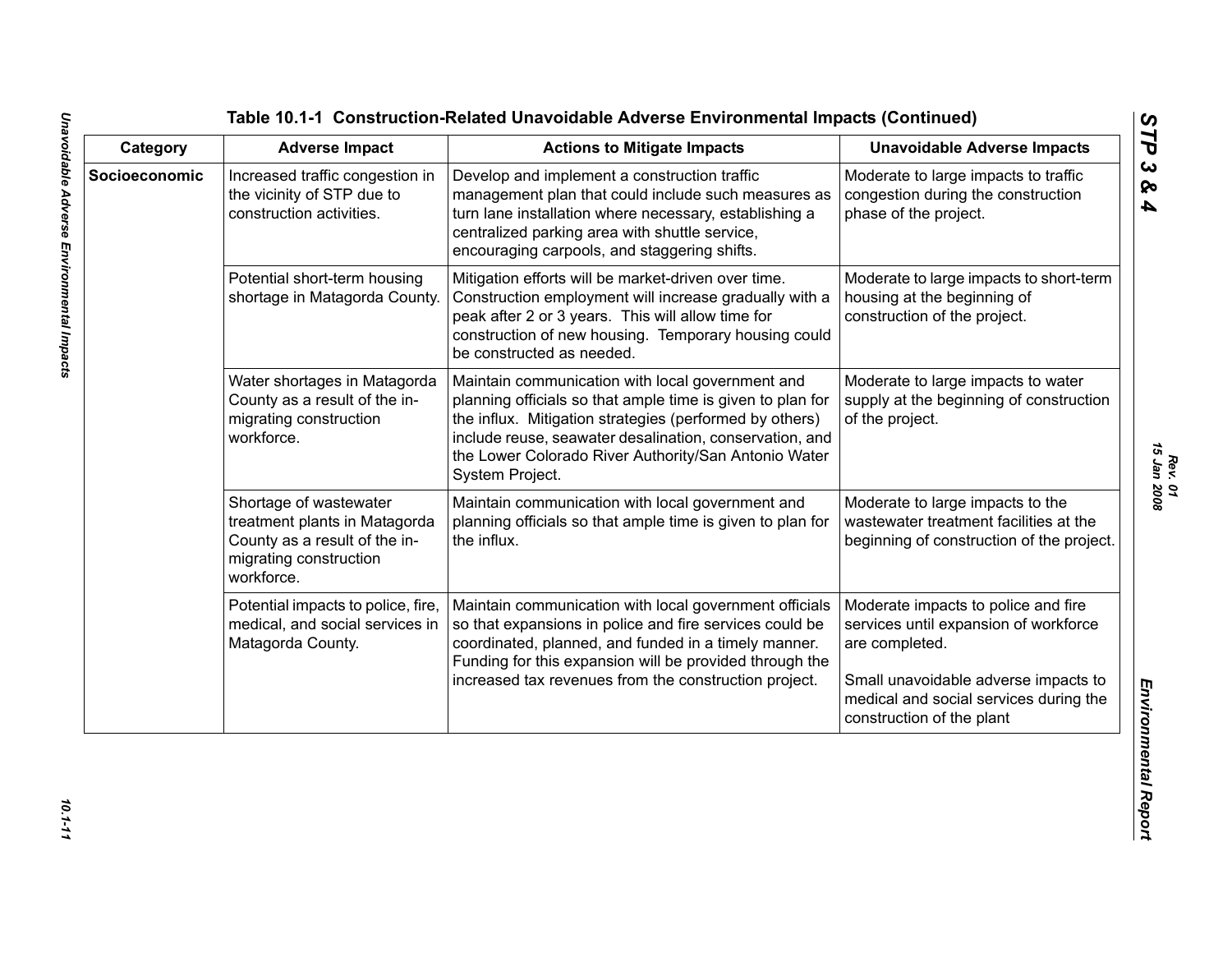# Table 10.1-1 Construction-Related Unavoidable Adverse Environmental Impacts (Continued)

| Category | Adverse Impact | Actions to Mitigate Impacts | Unavoidable Adverse Impacts |
|---|---|---|---|
| **Socioeconomic** | Increased traffic congestion in the vicinity of STP due to construction activities. | Develop and implement a construction traffic management plan that could include such measures as turn lane installation where necessary, establishing a centralized parking area with shuttle service, encouraging carpools, and staggering shifts. | Moderate to large impacts to traffic congestion during the construction phase of the project. |
| | Potential short-term housing shortage in Matagorda County. | Mitigation efforts will be market-driven over time. Construction employment will increase gradually with a peak after 2 or 3 years. This will allow time for construction of new housing. Temporary housing could be constructed as needed. | Moderate to large impacts to short-term housing at the beginning of construction of the project. |
| | Water shortages in Matagorda County as a result of the in-migrating construction workforce. | Maintain communication with local government and planning officials so that ample time is given to plan for the influx. Mitigation strategies (performed by others) include reuse, seawater desalination, conservation, and the Lower Colorado River Authority/San Antonio Water System Project. | Moderate to large impacts to water supply at the beginning of construction of the project. |
| | Shortage of wastewater treatment plants in Matagorda County as a result of the in-migrating construction workforce. | Maintain communication with local government and planning officials so that ample time is given to plan for the influx. | Moderate to large impacts to the wastewater treatment facilities at the beginning of construction of the project. |
| | Potential impacts to police, fire, medical, and social services in Matagorda County. | Maintain communication with local government officials so that expansions in police and fire services could be coordinated, planned, and funded in a timely manner. Funding for this expansion will be provided through the increased tax revenues from the construction project. | Moderate impacts to police and fire services until expansion of workforce are completed.<br><br>Small unavoidable adverse impacts to medical and social services during the construction of the plant |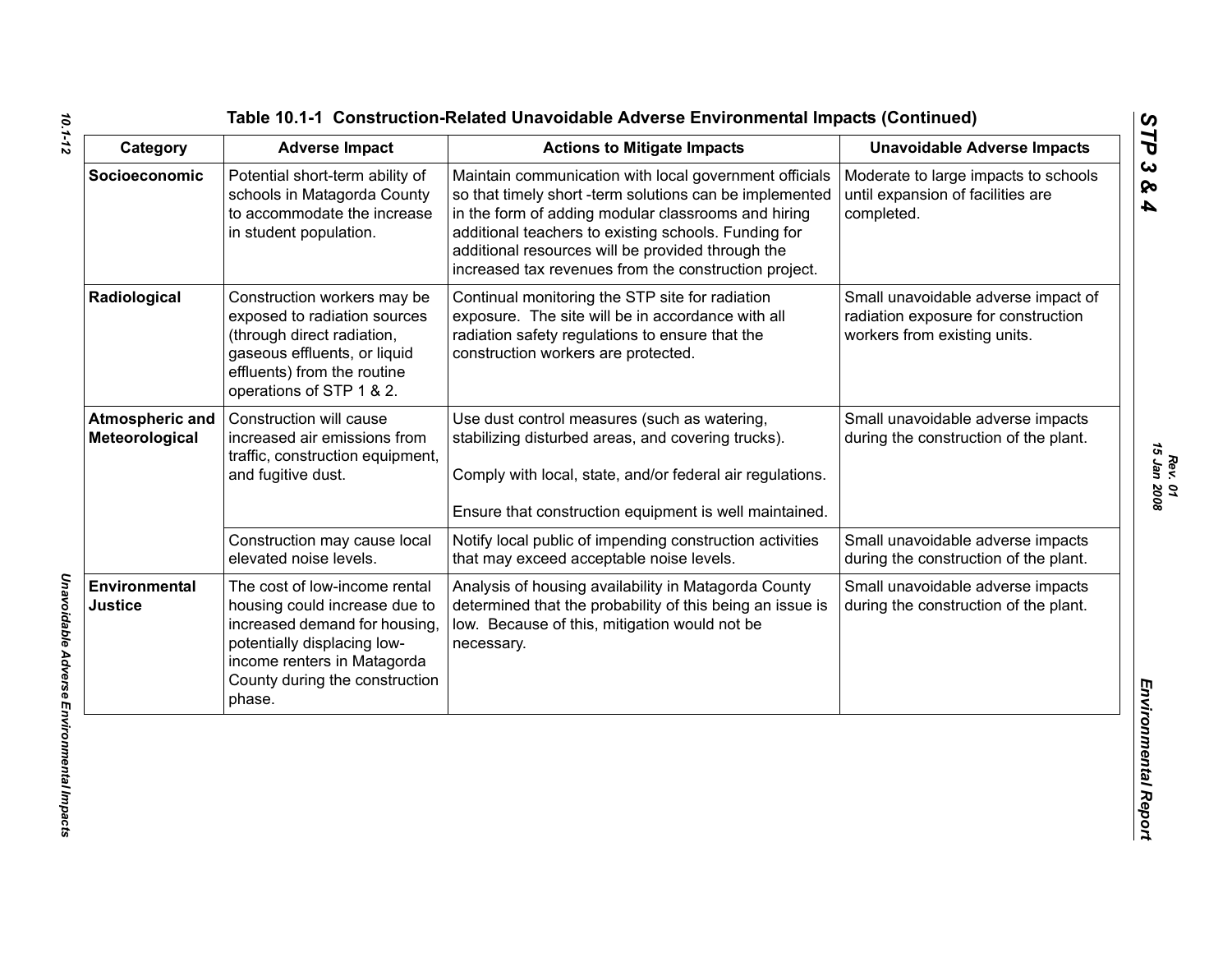## Table 10.1-1 Construction-Related Unavoidable Adverse Environmental Impacts (Continued)

| Category | Adverse Impact | Actions to Mitigate Impacts | Unavoidable Adverse Impacts |
|---|---|---|---|
| **Socioeconomic** | Potential short-term ability of schools in Matagorda County to accommodate the increase in student population. | Maintain communication with local government officials so that timely short -term solutions can be implemented in the form of adding modular classrooms and hiring additional teachers to existing schools. Funding for additional resources will be provided through the increased tax revenues from the construction project. | Moderate to large impacts to schools until expansion of facilities are completed. |
| **Radiological** | Construction workers may be exposed to radiation sources (through direct radiation, gaseous effluents, or liquid effluents) from the routine operations of STP 1 & 2. | Continual monitoring the STP site for radiation exposure. The site will be in accordance with all radiation safety regulations to ensure that the construction workers are protected. | Small unavoidable adverse impact of radiation exposure for construction workers from existing units. |
| **Atmospheric and Meteorological** | Construction will cause increased air emissions from traffic, construction equipment, and fugitive dust. | Use dust control measures (such as watering, stabilizing disturbed areas, and covering trucks).<br><br>Comply with local, state, and/or federal air regulations.<br><br>Ensure that construction equipment is well maintained. | Small unavoidable adverse impacts during the construction of the plant. |
| | Construction may cause local elevated noise levels. | Notify local public of impending construction activities that may exceed acceptable noise levels. | Small unavoidable adverse impacts during the construction of the plant. |
| **Environmental Justice** | The cost of low-income rental housing could increase due to increased demand for housing, potentially displacing low-income renters in Matagorda County during the construction phase. | Analysis of housing availability in Matagorda County determined that the probability of this being an issue is low. Because of this, mitigation would not be necessary. | Small unavoidable adverse impacts during the construction of the plant. |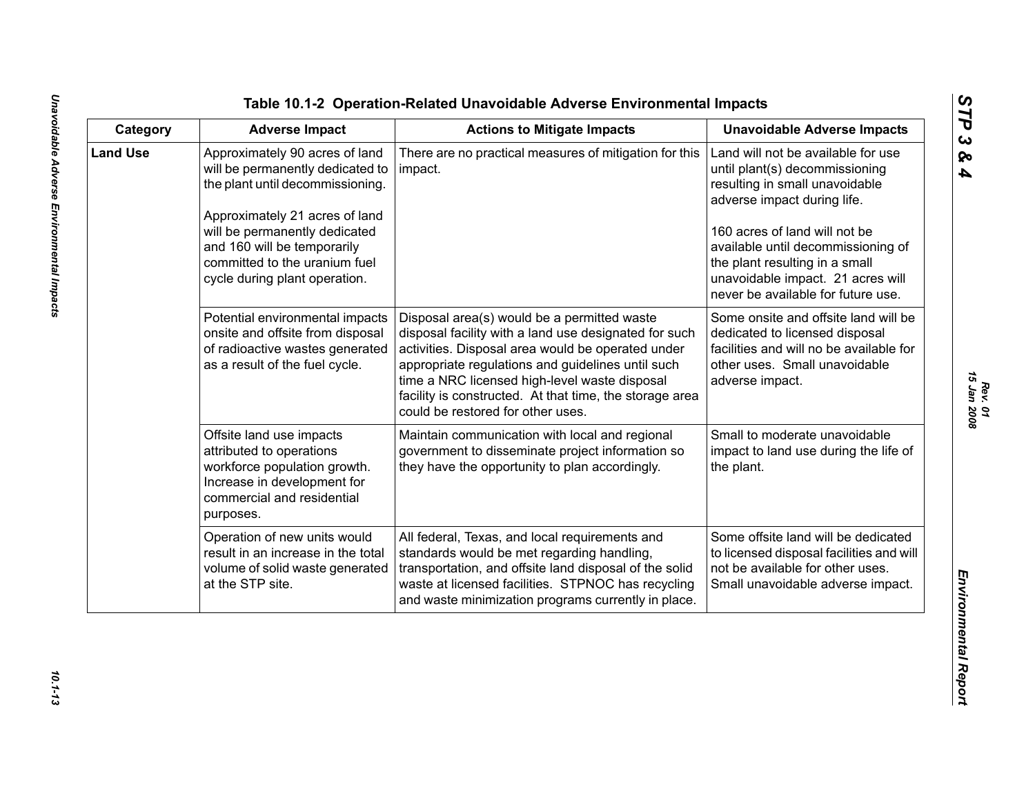## Table 10.1-2 Operation-Related Unavoidable Adverse Environmental Impacts

| Category | Adverse Impact | Actions to Mitigate Impacts | Unavoidable Adverse Impacts |
|---|---|---|---|
| **Land Use** | Approximately 90 acres of land will be permanently dedicated to the plant until decommissioning.<br><br>Approximately 21 acres of land will be permanently dedicated and 160 will be temporarily committed to the uranium fuel cycle during plant operation. | There are no practical measures of mitigation for this impact. | Land will not be available for use until plant(s) decommissioning resulting in small unavoidable adverse impact during life.<br><br>160 acres of land will not be available until decommissioning of the plant resulting in a small unavoidable impact. 21 acres will never be available for future use. |
| | Potential environmental impacts onsite and offsite from disposal of radioactive wastes generated as a result of the fuel cycle. | Disposal area(s) would be a permitted waste disposal facility with a land use designated for such activities. Disposal area would be operated under appropriate regulations and guidelines until such time a NRC licensed high-level waste disposal facility is constructed. At that time, the storage area could be restored for other uses. | Some onsite and offsite land will be dedicated to licensed disposal facilities and will no be available for other uses. Small unavoidable adverse impact. |
| | Offsite land use impacts attributed to operations workforce population growth. Increase in development for commercial and residential purposes. | Maintain communication with local and regional government to disseminate project information so they have the opportunity to plan accordingly. | Small to moderate unavoidable impact to land use during the life of the plant. |
| | Operation of new units would result in an increase in the total volume of solid waste generated at the STP site. | All federal, Texas, and local requirements and standards would be met regarding handling, transportation, and offsite land disposal of the solid waste at licensed facilities. STPNOC has recycling and waste minimization programs currently in place. | Some offsite land will be dedicated to licensed disposal facilities and will not be available for other uses. Small unavoidable adverse impact. |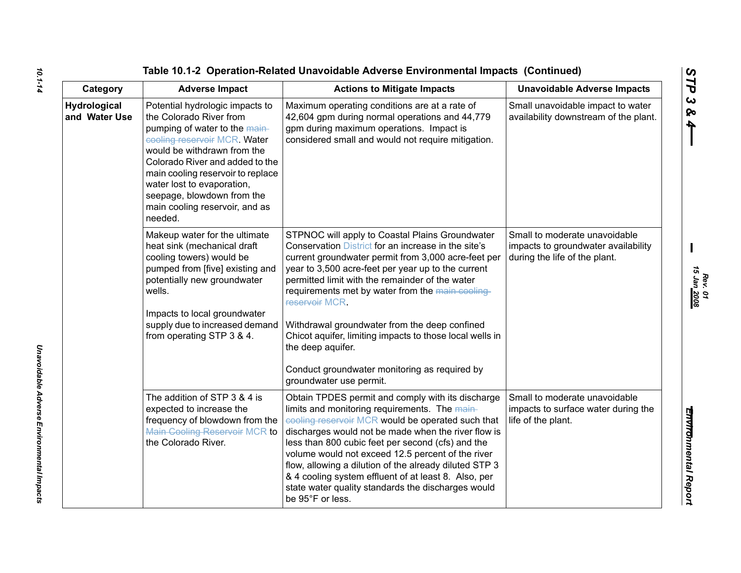**Table 10.1-2 Operation-Related Unavoidable Adverse Environmental Impacts (Continued)**

| Category | Adverse Impact | Actions to Mitigate Impacts | Unavoidable Adverse Impacts |
|---|---|---|---|
| **Hydrological and Water Use** | Potential hydrologic impacts to the Colorado River from pumping of water to the ~~main cooling reservoir~~ MCR. Water would be withdrawn from the Colorado River and added to the main cooling reservoir to replace water lost to evaporation, seepage, blowdown from the main cooling reservoir, and as needed. | Maximum operating conditions are at a rate of 42,604 gpm during normal operations and 44,779 gpm during maximum operations. Impact is considered small and would not require mitigation. | Small unavoidable impact to water availability downstream of the plant. |
| | Makeup water for the ultimate heat sink (mechanical draft cooling towers) would be pumped from [five] existing and potentially new groundwater wells.<br><br>Impacts to local groundwater supply due to increased demand from operating STP 3 & 4. | STPNOC will apply to Coastal Plains Groundwater Conservation District for an increase in the site's current groundwater permit from 3,000 acre-feet per year to 3,500 acre-feet per year up to the current permitted limit with the remainder of the water requirements met by water from the ~~main cooling reservoir~~ MCR.<br><br>Withdrawal groundwater from the deep confined Chicot aquifer, limiting impacts to those local wells in the deep aquifer.<br><br>Conduct groundwater monitoring as required by groundwater use permit. | Small to moderate unavoidable impacts to groundwater availability during the life of the plant. |
| | The addition of STP 3 & 4 is expected to increase the frequency of blowdown from the ~~Main Cooling Reservoir~~ MCR to the Colorado River. | Obtain TPDES permit and comply with its discharge limits and monitoring requirements. The ~~main cooling reservoir~~ MCR would be operated such that discharges would not be made when the river flow is less than 800 cubic feet per second (cfs) and the volume would not exceed 12.5 percent of the river flow, allowing a dilution of the already diluted STP 3 & 4 cooling system effluent of at least 8. Also, per state water quality standards the discharges would be 95°F or less. | Small to moderate unavoidable impacts to surface water during the life of the plant. |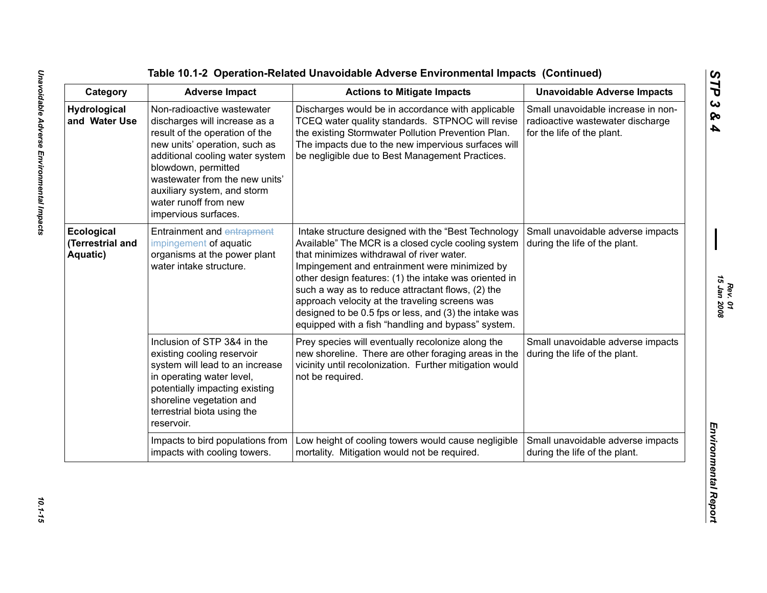# Table 10.1-2 Operation-Related Unavoidable Adverse Environmental Impacts (Continued)

| Category | Adverse Impact | Actions to Mitigate Impacts | Unavoidable Adverse Impacts |
|---|---|---|---|
| **Hydrological and Water Use** | Non-radioactive wastewater discharges will increase as a result of the operation of the new units' operation, such as additional cooling water system blowdown, permitted wastewater from the new units' auxiliary system, and storm water runoff from new impervious surfaces. | Discharges would be in accordance with applicable TCEQ water quality standards. STPNOC will revise the existing Stormwater Pollution Prevention Plan. The impacts due to the new impervious surfaces will be negligible due to Best Management Practices. | Small unavoidable increase in non-radioactive wastewater discharge for the life of the plant. |
| **Ecological (Terrestrial and Aquatic)** | Entrainment and ~~entrapment~~ impingement of aquatic organisms at the power plant water intake structure. | Intake structure designed with the "Best Technology Available" The MCR is a closed cycle cooling system that minimizes withdrawal of river water. Impingement and entrainment were minimized by other design features: (1) the intake was oriented in such a way as to reduce attractant flows, (2) the approach velocity at the traveling screens was designed to be 0.5 fps or less, and (3) the intake was equipped with a fish "handling and bypass" system. | Small unavoidable adverse impacts during the life of the plant. |
| | Inclusion of STP 3&4 in the existing cooling reservoir system will lead to an increase in operating water level, potentially impacting existing shoreline vegetation and terrestrial biota using the reservoir. | Prey species will eventually recolonize along the new shoreline. There are other foraging areas in the vicinity until recolonization. Further mitigation would not be required. | Small unavoidable adverse impacts during the life of the plant. |
| | Impacts to bird populations from impacts with cooling towers. | Low height of cooling towers would cause negligible mortality. Mitigation would not be required. | Small unavoidable adverse impacts during the life of the plant. |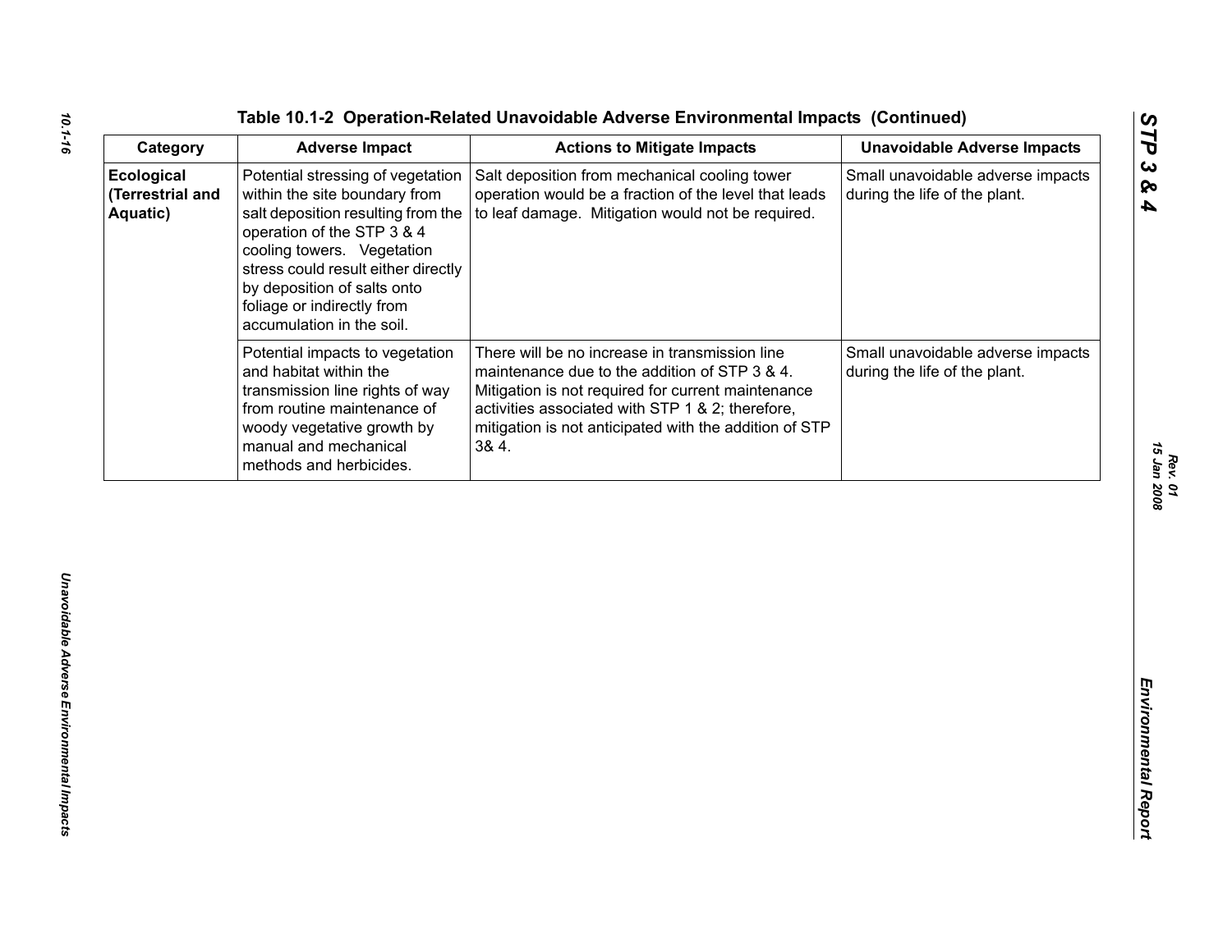## Table 10.1-2 Operation-Related Unavoidable Adverse Environmental Impacts (Continued)

| Category | Adverse Impact | Actions to Mitigate Impacts | Unavoidable Adverse Impacts |
|---|---|---|---|
| **Ecological (Terrestrial and Aquatic)** | Potential stressing of vegetation within the site boundary from salt deposition resulting from the operation of the STP 3 & 4 cooling towers. Vegetation stress could result either directly by deposition of salts onto foliage or indirectly from accumulation in the soil. | Salt deposition from mechanical cooling tower operation would be a fraction of the level that leads to leaf damage. Mitigation would not be required. | Small unavoidable adverse impacts during the life of the plant. |
| | Potential impacts to vegetation and habitat within the transmission line rights of way from routine maintenance of woody vegetative growth by manual and mechanical methods and herbicides. | There will be no increase in transmission line maintenance due to the addition of STP 3 & 4. Mitigation is not required for current maintenance activities associated with STP 1 & 2; therefore, mitigation is not anticipated with the addition of STP 3& 4. | Small unavoidable adverse impacts during the life of the plant. |